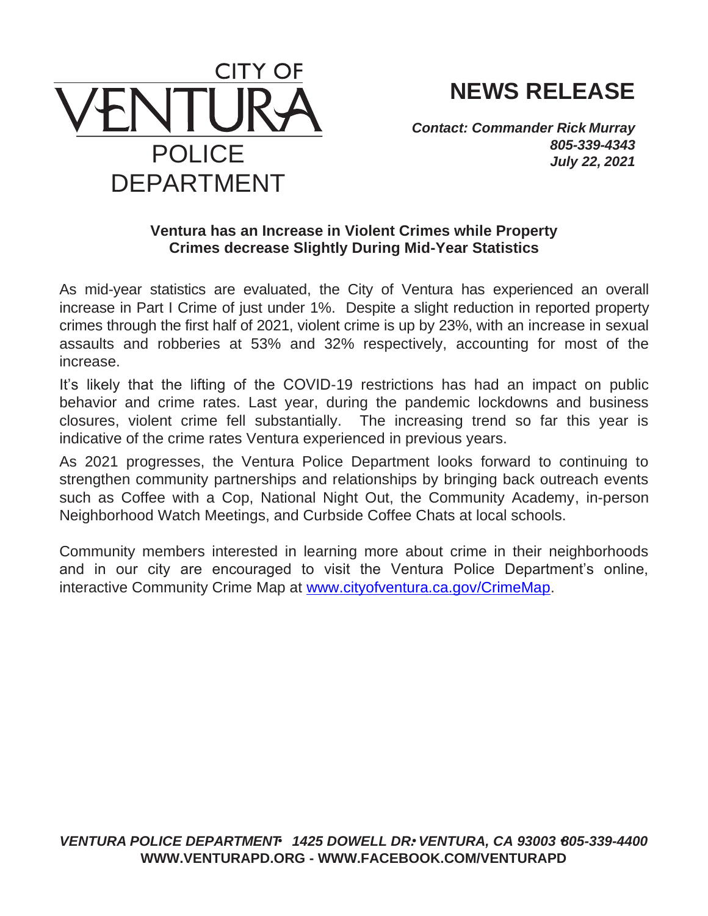CITY OF
VENTURA
POLICE
DEPARTMENT

# NEWS RELEASE

***Contact: Commander Rick Murray***
***805-339-4343***
***July 22, 2021***

**Ventura has an Increase in Violent Crimes while Property Crimes decrease Slightly During Mid-Year Statistics**

As mid-year statistics are evaluated, the City of Ventura has experienced an overall increase in Part I Crime of just under 1%. Despite a slight reduction in reported property crimes through the first half of 2021, violent crime is up by 23%, with an increase in sexual assaults and robberies at 53% and 32% respectively, accounting for most of the increase.

It's likely that the lifting of the COVID-19 restrictions has had an impact on public behavior and crime rates. Last year, during the pandemic lockdowns and business closures, violent crime fell substantially. The increasing trend so far this year is indicative of the crime rates Ventura experienced in previous years.

As 2021 progresses, the Ventura Police Department looks forward to continuing to strengthen community partnerships and relationships by bringing back outreach events such as Coffee with a Cop, National Night Out, the Community Academy, in-person Neighborhood Watch Meetings, and Curbside Coffee Chats at local schools.

Community members interested in learning more about crime in their neighborhoods and in our city are encouraged to visit the Ventura Police Department's online, interactive Community Crime Map at [www.cityofventura.ca.gov/CrimeMap](http://www.cityofventura.ca.gov/CrimeMap).

***VENTURA POLICE DEPARTMENT • 1425 DOWELL DR • VENTURA, CA 93003 • 805-339-4400***
**WWW.VENTURAPD.ORG - WWW.FACEBOOK.COM/VENTURAPD**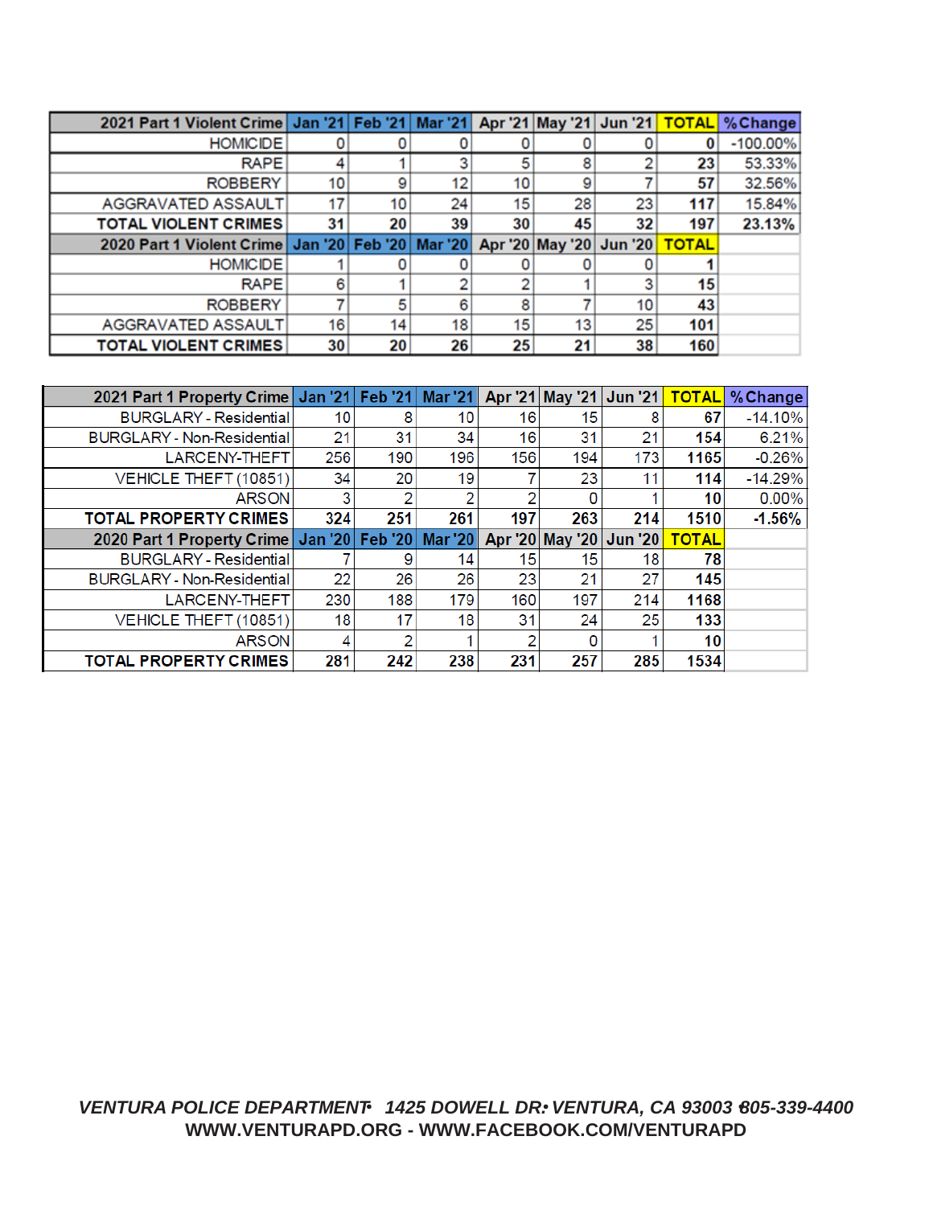| 2021 Part 1 Violent Crime | Jan '21 | Feb '21 | Mar '21 | Apr '21 | May '21 | Jun '21 | TOTAL | % Change |
|---|---|---|---|---|---|---|---|---|
| HOMICIDE | 0 | 0 | 0 | 0 | 0 | 0 | **0** | -100.00% |
| RAPE | 4 | 1 | 3 | 5 | 8 | 2 | **23** | 53.33% |
| ROBBERY | 10 | 9 | 12 | 10 | 9 | 7 | **57** | 32.56% |
| AGGRAVATED ASSAULT | 17 | 10 | 24 | 15 | 28 | 23 | **117** | 15.84% |
| **TOTAL VIOLENT CRIMES** | **31** | **20** | **39** | **30** | **45** | **32** | **197** | **23.13%** |
| **2020 Part 1 Violent Crime** | **Jan '20** | **Feb '20** | **Mar '20** | **Apr '20** | **May '20** | **Jun '20** | **TOTAL** | |
| HOMICIDE | 1 | 0 | 0 | 0 | 0 | 0 | **1** | |
| RAPE | 6 | 1 | 2 | 2 | 1 | 3 | **15** | |
| ROBBERY | 7 | 5 | 6 | 8 | 7 | 10 | **43** | |
| AGGRAVATED ASSAULT | 16 | 14 | 18 | 15 | 13 | 25 | **101** | |
| **TOTAL VIOLENT CRIMES** | **30** | **20** | **26** | **25** | **21** | **38** | **160** | |

| 2021 Part 1 Property Crime | Jan '21 | Feb '21 | Mar '21 | Apr '21 | May '21 | Jun '21 | TOTAL | % Change |
|---|---|---|---|---|---|---|---|---|
| BURGLARY - Residential | 10 | 8 | 10 | 16 | 15 | 8 | **67** | -14.10% |
| BURGLARY - Non-Residential | 21 | 31 | 34 | 16 | 31 | 21 | **154** | 6.21% |
| LARCENY-THEFT | 256 | 190 | 196 | 156 | 194 | 173 | **1165** | -0.26% |
| VEHICLE THEFT (10851) | 34 | 20 | 19 | 7 | 23 | 11 | **114** | -14.29% |
| ARSON | 3 | 2 | 2 | 2 | 0 | 1 | **10** | 0.00% |
| **TOTAL PROPERTY CRIMES** | **324** | **251** | **261** | **197** | **263** | **214** | **1510** | **-1.56%** |
| **2020 Part 1 Property Crime** | **Jan '20** | **Feb '20** | **Mar '20** | **Apr '20** | **May '20** | **Jun '20** | **TOTAL** | |
| BURGLARY - Residential | 7 | 9 | 14 | 15 | 15 | 18 | **78** | |
| BURGLARY - Non-Residential | 22 | 26 | 26 | 23 | 21 | 27 | **145** | |
| LARCENY-THEFT | 230 | 188 | 179 | 160 | 197 | 214 | **1168** | |
| VEHICLE THEFT (10851) | 18 | 17 | 18 | 31 | 24 | 25 | **133** | |
| ARSON | 4 | 2 | 1 | 2 | 0 | 1 | **10** | |
| **TOTAL PROPERTY CRIMES** | **281** | **242** | **238** | **231** | **257** | **285** | **1534** | |

***VENTURA POLICE DEPARTMENT • 1425 DOWELL DR • VENTURA, CA 93003 • 805-339-4400***

**WWW.VENTURAPD.ORG - WWW.FACEBOOK.COM/VENTURAPD**